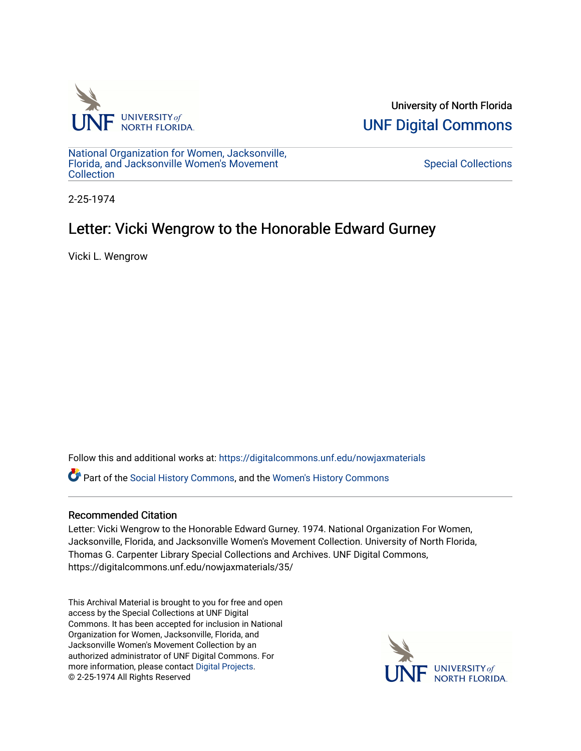University of North Florida

UNF Digital Commons

National Organization for Women, Jacksonville, Florida, and Jacksonville Women's Movement Collection

Special Collections

2-25-1974

# Letter: Vicki Wengrow to the Honorable Edward Gurney

Vicki L. Wengrow

Follow this and additional works at: https://digitalcommons.unf.edu/nowjaxmaterials

Part of the Social History Commons, and the Women's History Commons

## Recommended Citation

Letter: Vicki Wengrow to the Honorable Edward Gurney. 1974. National Organization For Women, Jacksonville, Florida, and Jacksonville Women's Movement Collection. University of North Florida, Thomas G. Carpenter Library Special Collections and Archives. UNF Digital Commons, https://digitalcommons.unf.edu/nowjaxmaterials/35/

This Archival Material is brought to you for free and open access by the Special Collections at UNF Digital Commons. It has been accepted for inclusion in National Organization for Women, Jacksonville, Florida, and Jacksonville Women's Movement Collection by an authorized administrator of UNF Digital Commons. For more information, please contact Digital Projects.
© 2-25-1974 All Rights Reserved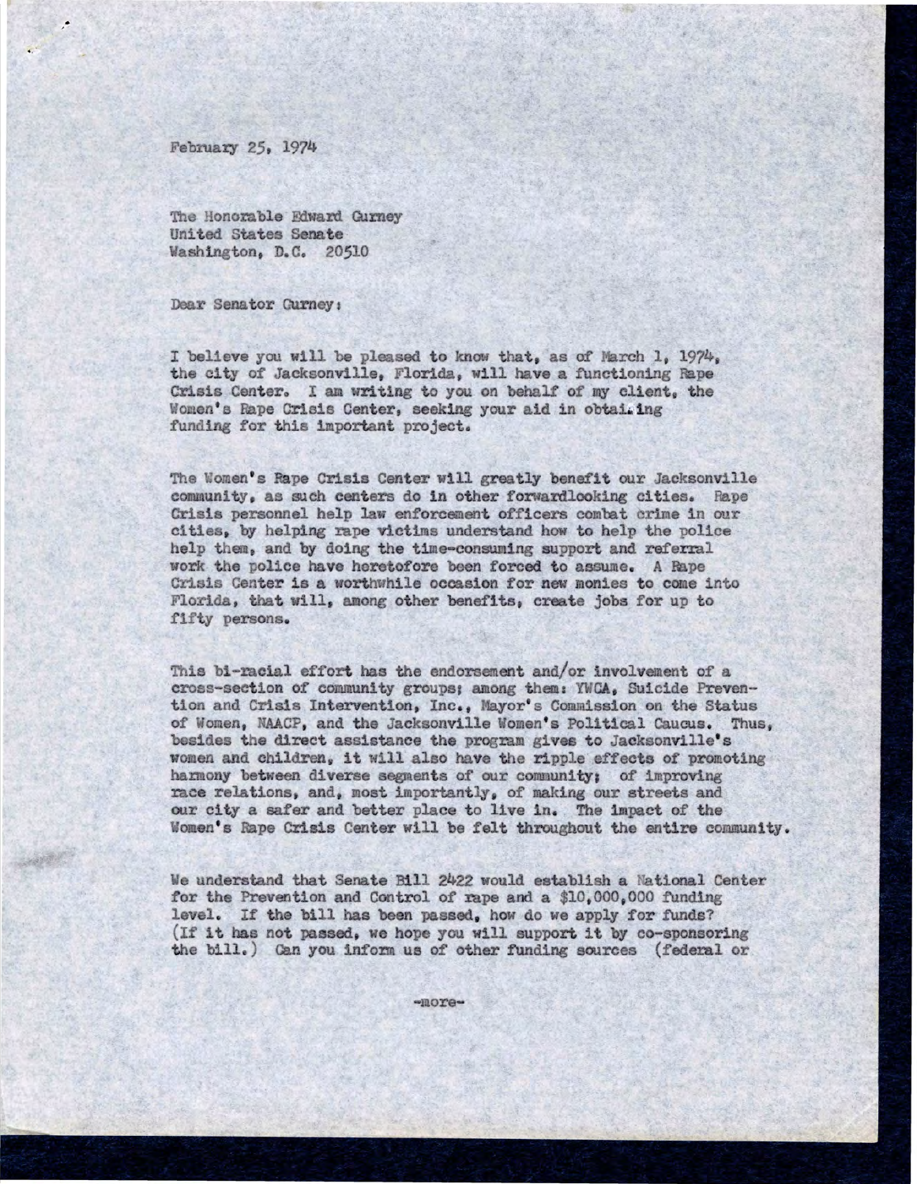February 25, 1974

The Honorable Edward Gurney
United States Senate
Washington, D.C. 20510

Dear Senator Gurney:

I believe you will be pleased to know that, as of March 1, 1974, the city of Jacksonville, Florida, will have a functioning Rape Crisis Center. I am writing to you on behalf of my client, the Women's Rape Crisis Center, seeking your aid in obtaining funding for this important project.

The Women's Rape Crisis Center will greatly benefit our Jacksonville community, as such centers do in other forwardlooking cities. Rape Crisis personnel help law enforcement officers combat crime in our cities, by helping rape victims understand how to help the police help them, and by doing the time-consuming support and referral work the police have heretofore been forced to assume. A Rape Crisis Center is a worthwhile occasion for new monies to come into Florida, that will, among other benefits, create jobs for up to fifty persons.

This bi-racial effort has the endorsement and/or involvement of a cross-section of community groups; among them: YWCA, Suicide Prevention and Crisis Intervention, Inc., Mayor's Commission on the Status of Women, NAACP, and the Jacksonville Women's Political Caucus. Thus, besides the direct assistance the program gives to Jacksonville's women and children, it will also have the ripple effects of promoting harmony between diverse segments of our community; of improving race relations, and, most importantly, of making our streets and our city a safer and better place to live in. The impact of the Women's Rape Crisis Center will be felt throughout the entire community.

We understand that Senate Bill 2422 would establish a National Center for the Prevention and Control of rape and a $10,000,000 funding level. If the bill has been passed, how do we apply for funds? (If it has not passed, we hope you will support it by co-sponsoring the bill.) Can you inform us of other funding sources (federal or

-more-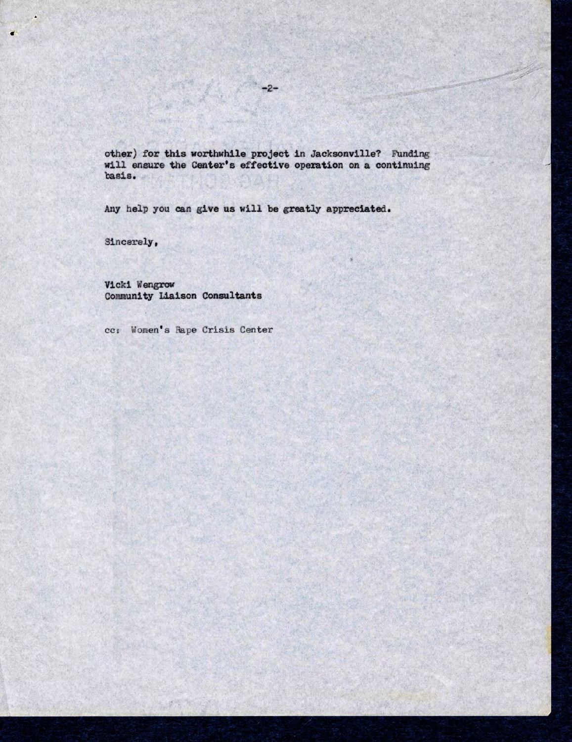other) for this worthwhile project in Jacksonville? Funding will ensure the Center's effective operation on a continuing basis.

Any help you can give us will be greatly appreciated.

Sincerely,

Vicki Wengrow
Community Liaison Consultants

cc: Women's Rape Crisis Center